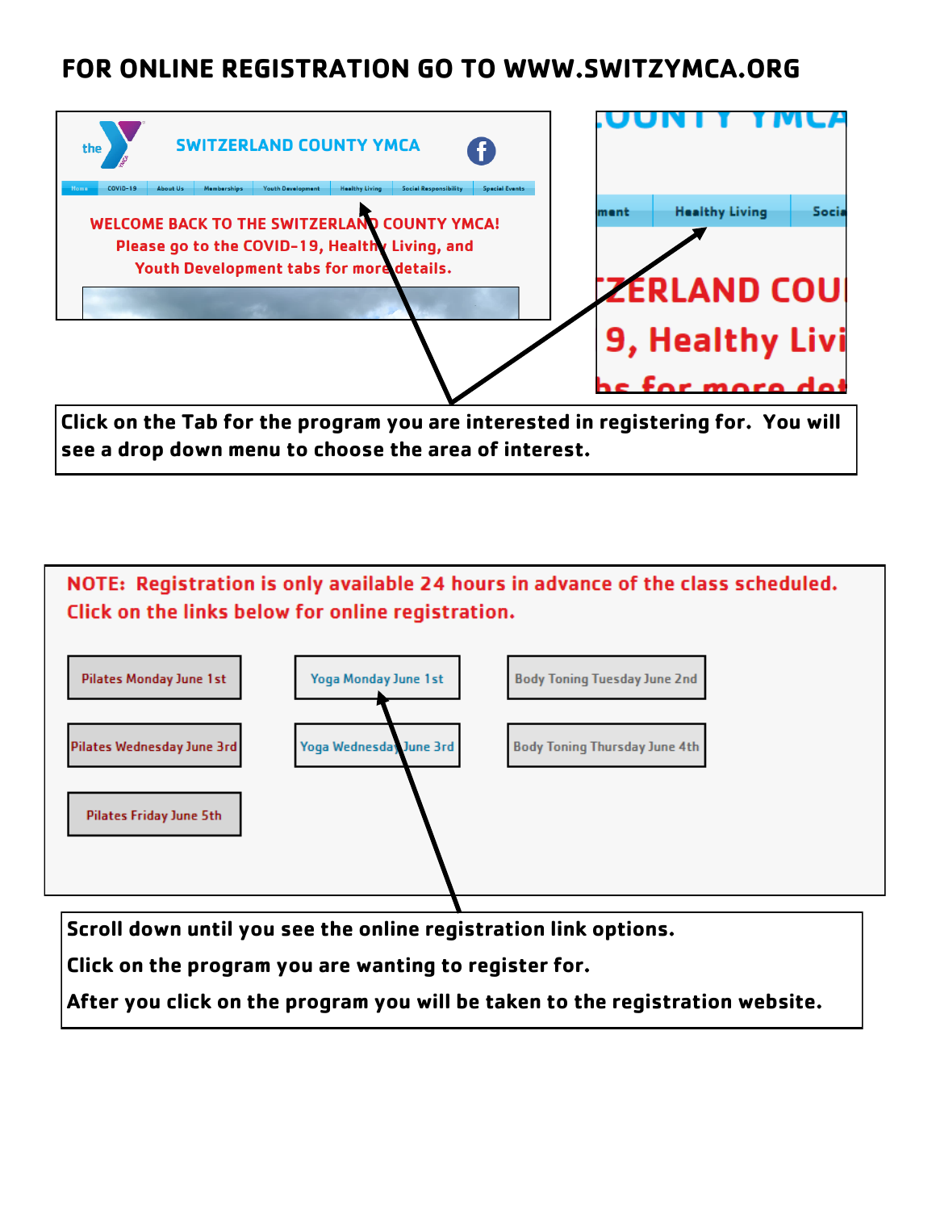# FOR ONLINE REGISTRATION GO TO WWW.SWITZYMCA.ORG

SWITZERLAND COUNTY YMCA

Home | COVID-19 | About Us | Memberships | Youth Development | Healthy Living | Social Responsibility | Special Events

WELCOME BACK TO THE SWITZERLAND COUNTY YMCA!
Please go to the COVID-19, Healthy Living, and Youth Development tabs for more details.

**Click on the Tab for the program you are interested in registering for. You will see a drop down menu to choose the area of interest.**

NOTE: Registration is only available 24 hours in advance of the class scheduled. Click on the links below for online registration.

- Pilates Monday June 1st
- Yoga Monday June 1st
- Body Toning Tuesday June 2nd
- Pilates Wednesday June 3rd
- Yoga Wednesday June 3rd
- Body Toning Thursday June 4th
- Pilates Friday June 5th

**Scroll down until you see the online registration link options.**

**Click on the program you are wanting to register for.**

**After you click on the program you will be taken to the registration website.**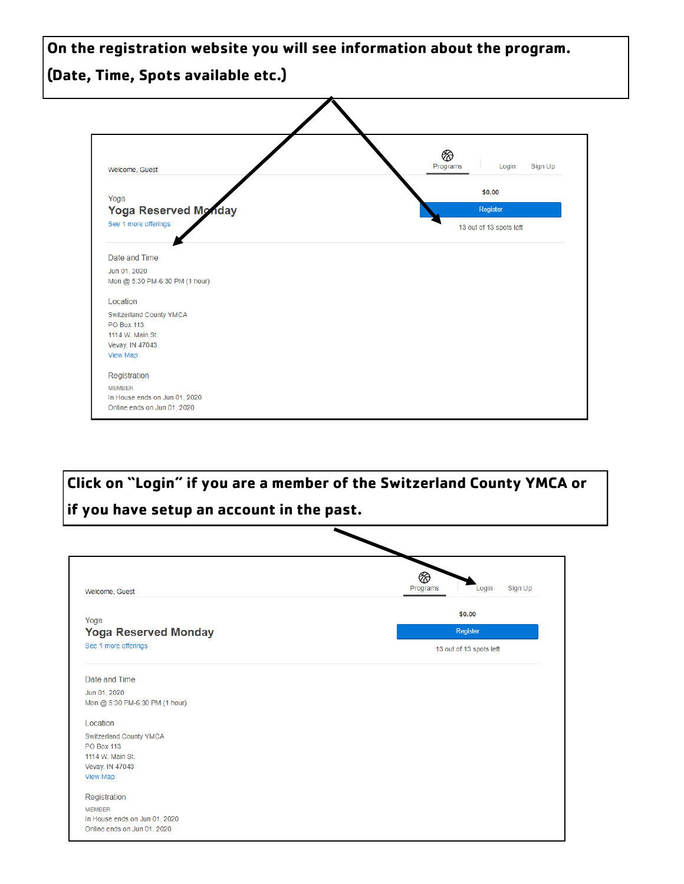**On the registration website you will see information about the program. (Date, Time, Spots available etc.)**

Welcome, Guest

Programs | Login | Sign Up

Yoga

**Yoga Reserved Monday**

See 1 more offerings

$0.00

Register

13 out of 13 spots left

Date and Time

Jun 01, 2020

Mon @ 5:30 PM-6:30 PM (1 hour)

Location

Switzerland County YMCA

PO Box 113

1114 W. Main St.

Vevay, IN 47043

View Map

Registration

MEMBER

In House ends on Jun 01, 2020

Online ends on Jun 01, 2020

**Click on "Login" if you are a member of the Switzerland County YMCA or if you have setup an account in the past.**

Welcome, Guest

Programs | Login | Sign Up

Yoga

**Yoga Reserved Monday**

See 1 more offerings

$0.00

Register

13 out of 13 spots left

Date and Time

Jun 01, 2020

Mon @ 5:30 PM-6:30 PM (1 hour)

Location

Switzerland County YMCA

PO Box 113

1114 W. Main St.

Vevay, IN 47043

View Map

Registration

MEMBER

In House ends on Jun 01, 2020

Online ends on Jun 01, 2020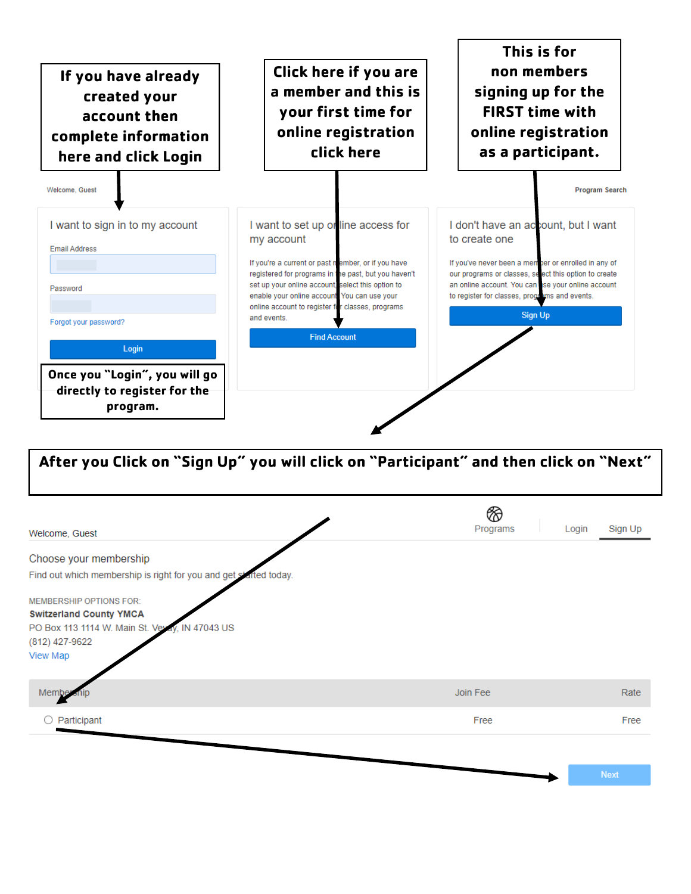**If you have already created your account then complete information here and click Login**

**Click here if you are a member and this is your first time for online registration click here**

**This is for non members signing up for the FIRST time with online registration as a participant.**

Welcome, Guest

Program Search

I want to sign in to my account

Email Address

Password

Forgot your password?

Login

**Once you "Login", you will go directly to register for the program.**

I want to set up online access for my account

If you're a current or past member, or if you have registered for programs in the past, but you haven't set up your online account, select this option to enable your online account. You can use your online account to register for classes, programs and events.

Find Account

I don't have an account, but I want to create one

If you've never been a member or enrolled in any of our programs or classes, select this option to create an online account. You can use your online account to register for classes, programs and events.

Sign Up

**After you Click on "Sign Up" you will click on "Participant" and then click on "Next"**

Welcome, Guest

Programs | Login | Sign Up

Choose your membership

Find out which membership is right for you and get started today.

MEMBERSHIP OPTIONS FOR:

**Switzerland County YMCA**

PO Box 113 1114 W. Main St. Vevay, IN 47043 US

(812) 427-9622

View Map

| Membership | Join Fee | Rate |
|---|---|---|
| ○ Participant | Free | Free |

Next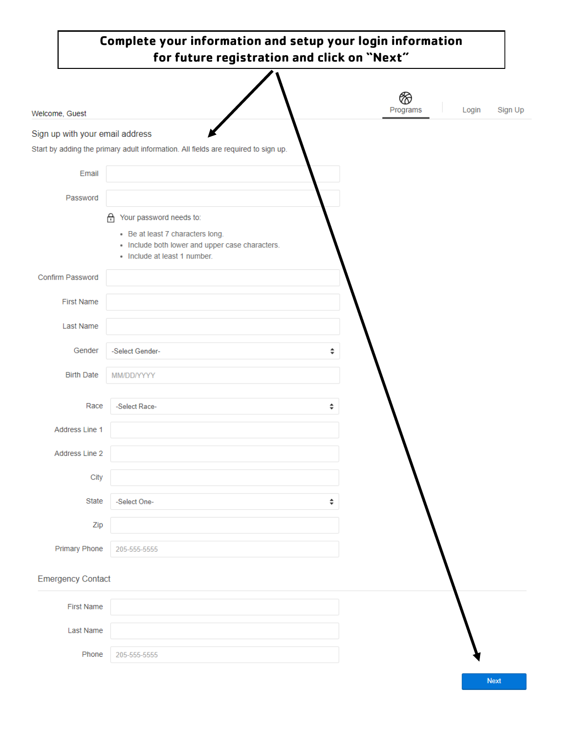**Complete your information and setup your login information for future registration and click on "Next"**

Welcome, Guest

Programs | Login | Sign Up

Sign up with your email address

Start by adding the primary adult information. All fields are required to sign up.

Email

Password

Your password needs to:

- Be at least 7 characters long.
- Include both lower and upper case characters.
- Include at least 1 number.

Confirm Password

First Name

Last Name

Gender: -Select Gender-

Birth Date: MM/DD/YYYY

Race: -Select Race-

Address Line 1

Address Line 2

City

State: -Select One-

Zip

Primary Phone: 205-555-5555

Emergency Contact

First Name

Last Name

Phone: 205-555-5555

Next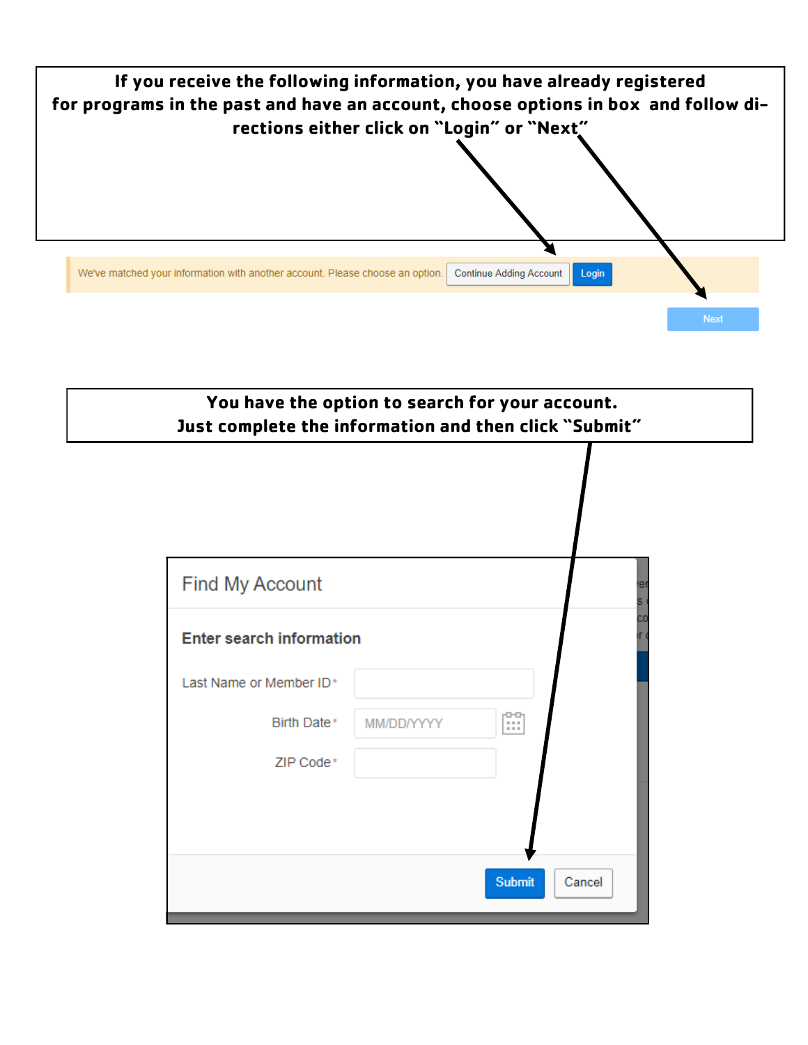**If you receive the following information, you have already registered for programs in the past and have an account, choose options in box and follow directions either click on "Login" or "Next"**

We've matched your information with another account. Please choose an option. Continue Adding Account | Login

Next

**You have the option to search for your account. Just complete the information and then click "Submit"**

Find My Account

**Enter search information**

Last Name or Member ID*

Birth Date* MM/DD/YYYY

ZIP Code*

Submit | Cancel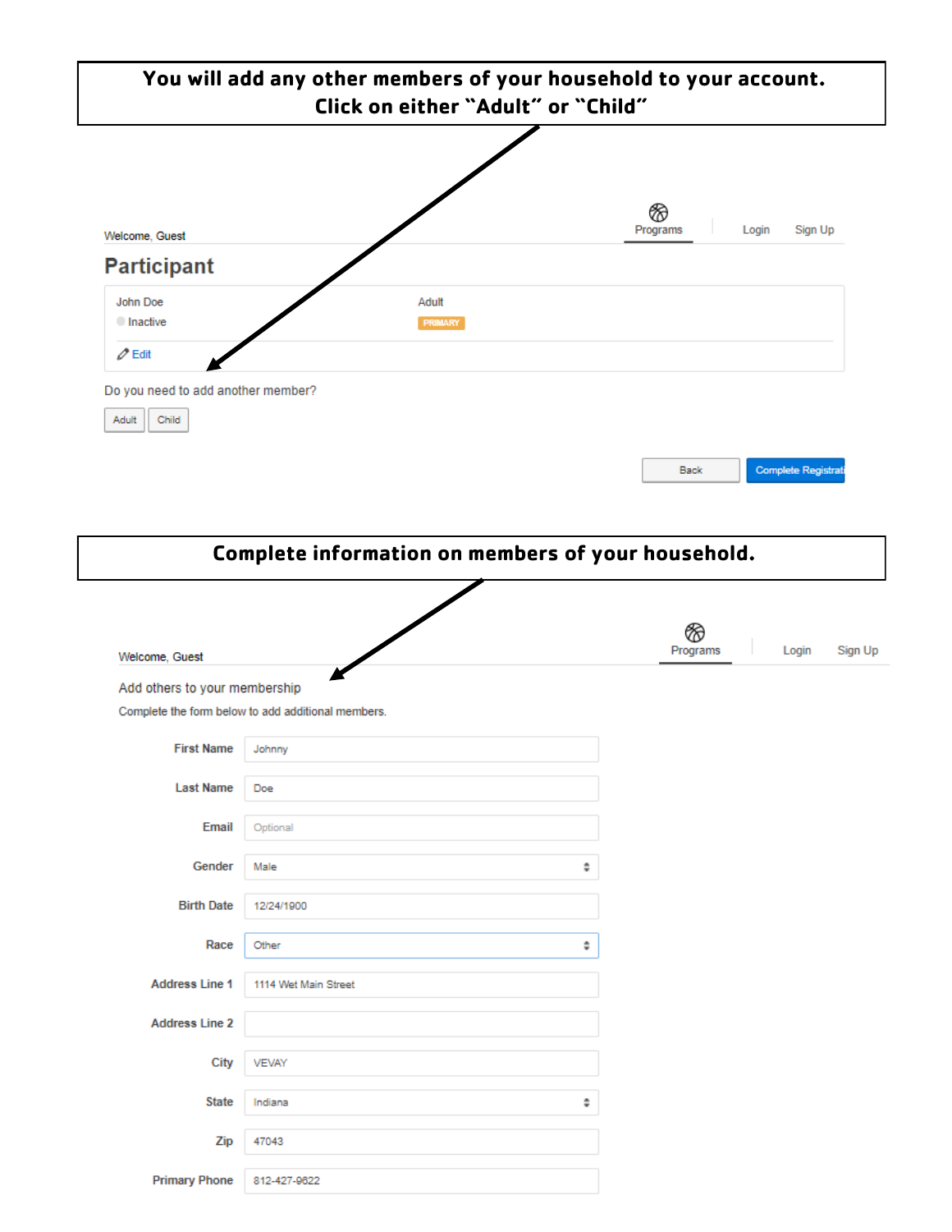**You will add any other members of your household to your account. Click on either "Adult" or "Child"**

Welcome, Guest

Programs | Login | Sign Up

## Participant

John Doe — Adult
Inactive — PRIMARY

Edit

Do you need to add another member?

Adult | Child

Back | Complete Registrati

**Complete information on members of your household.**

Welcome, Guest

Programs | Login | Sign Up

Add others to your membership

Complete the form below to add additional members.

| Field | Value |
| --- | --- |
| First Name | Johnny |
| Last Name | Doe |
| Email | Optional |
| Gender | Male |
| Birth Date | 12/24/1900 |
| Race | Other |
| Address Line 1 | 1114 Wet Main Street |
| Address Line 2 | |
| City | VEVAY |
| State | Indiana |
| Zip | 47043 |
| Primary Phone | 812-427-9622 |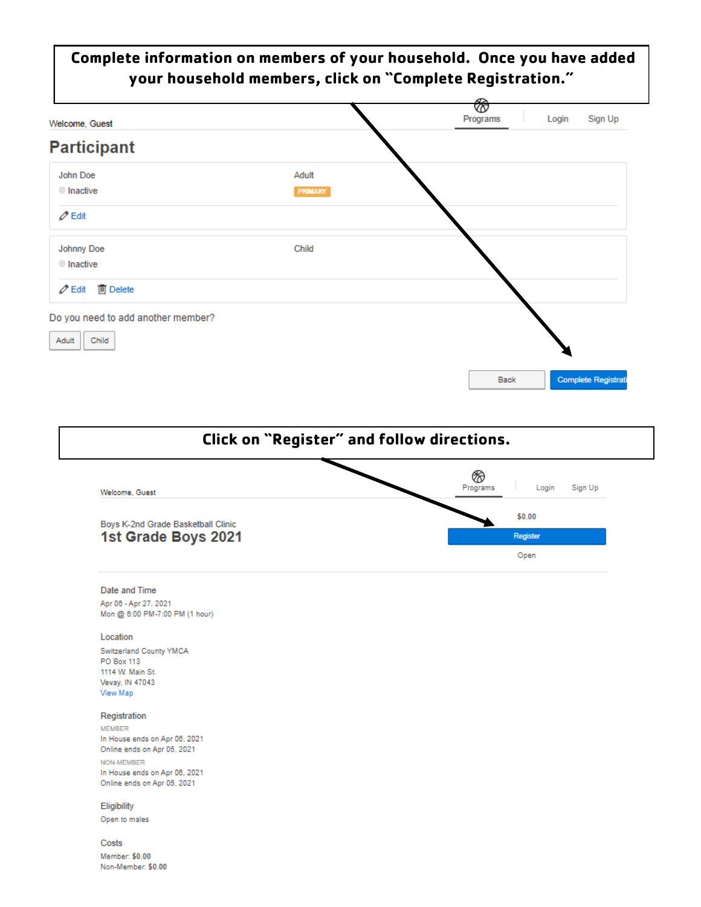**Complete information on members of your household. Once you have added your household members, click on "Complete Registration."**

Welcome, Guest

Programs | Login | Sign Up

## Participant

John Doe — Adult
Inactive — PRIMARY
Edit

Johnny Doe — Child
Inactive
Edit | Delete

Do you need to add another member?

Adult | Child

Back | Complete Registrati

**Click on "Register" and follow directions.**

Welcome, Guest

Programs | Login | Sign Up

Boys K-2nd Grade Basketball Clinic

## 1st Grade Boys 2021

$0.00

Register

Open

Date and Time

Apr 06 - Apr 27, 2021
Mon @ 6:00 PM-7:00 PM (1 hour)

Location

Switzerland County YMCA
PO Box 113
1114 W. Main St.
Vevay, IN 47043
View Map

Registration

MEMBER
In House ends on Apr 06, 2021
Online ends on Apr 05, 2021

NON-MEMBER
In House ends on Apr 06, 2021
Online ends on Apr 05, 2021

Eligibility

Open to males

Costs

Member: $0.00
Non-Member: $0.00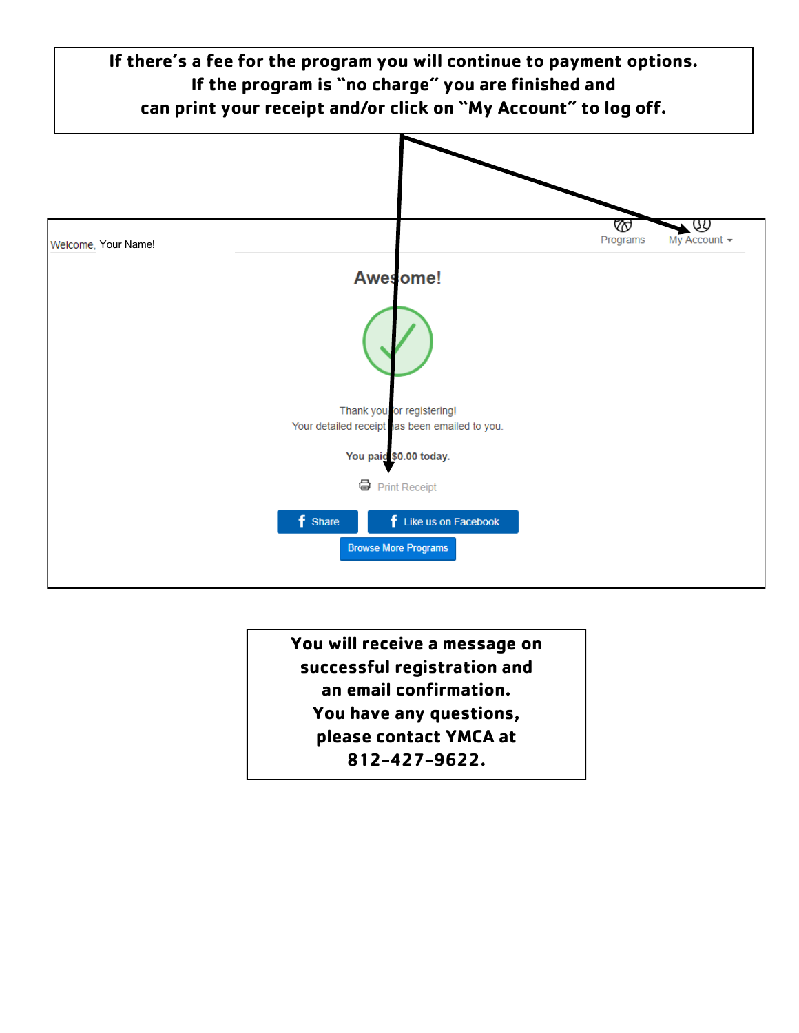**If there's a fee for the program you will continue to payment options. If the program is "no charge" you are finished and can print your receipt and/or click on "My Account" to log off.**

Welcome, Your Name!

Programs

My Account

Awesome!

Thank you for registering!
Your detailed receipt has been emailed to you.

**You paid $0.00 today.**

Print Receipt

Share

Like us on Facebook

Browse More Programs

**You will receive a message on successful registration and an email confirmation. You have any questions, please contact YMCA at 812-427-9622.**